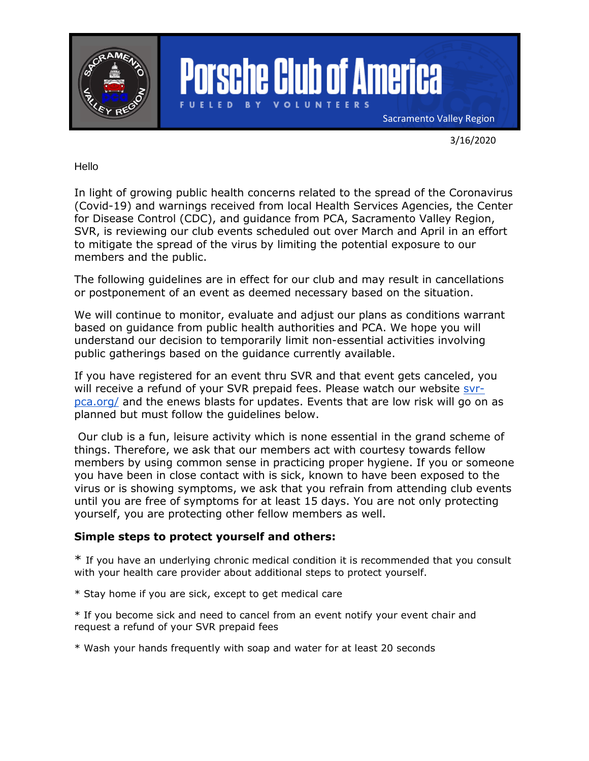# Porsche Club of America

FUELED BY VOLUNTEERS

Sacramento Valley Region

3/16/2020

Hello

In light of growing public health concerns related to the spread of the Coronavirus (Covid-19) and warnings received from local Health Services Agencies, the Center for Disease Control (CDC), and guidance from PCA, Sacramento Valley Region, SVR, is reviewing our club events scheduled out over March and April in an effort to mitigate the spread of the virus by limiting the potential exposure to our members and the public.

The following guidelines are in effect for our club and may result in cancellations or postponement of an event as deemed necessary based on the situation.

We will continue to monitor, evaluate and adjust our plans as conditions warrant based on guidance from public health authorities and PCA. We hope you will understand our decision to temporarily limit non-essential activities involving public gatherings based on the guidance currently available.

If you have registered for an event thru SVR and that event gets canceled, you will receive a refund of your SVR prepaid fees. Please watch our website [svr-pca.org/](svr-pca.org/) and the enews blasts for updates. Events that are low risk will go on as planned but must follow the guidelines below.

Our club is a fun, leisure activity which is none essential in the grand scheme of things. Therefore, we ask that our members act with courtesy towards fellow members by using common sense in practicing proper hygiene. If you or someone you have been in close contact with is sick, known to have been exposed to the virus or is showing symptoms, we ask that you refrain from attending club events until you are free of symptoms for at least 15 days. You are not only protecting yourself, you are protecting other fellow members as well.

**Simple steps to protect yourself and others:**

* If you have an underlying chronic medical condition it is recommended that you consult with your health care provider about additional steps to protect yourself.

* Stay home if you are sick, except to get medical care

* If you become sick and need to cancel from an event notify your event chair and request a refund of your SVR prepaid fees

* Wash your hands frequently with soap and water for at least 20 seconds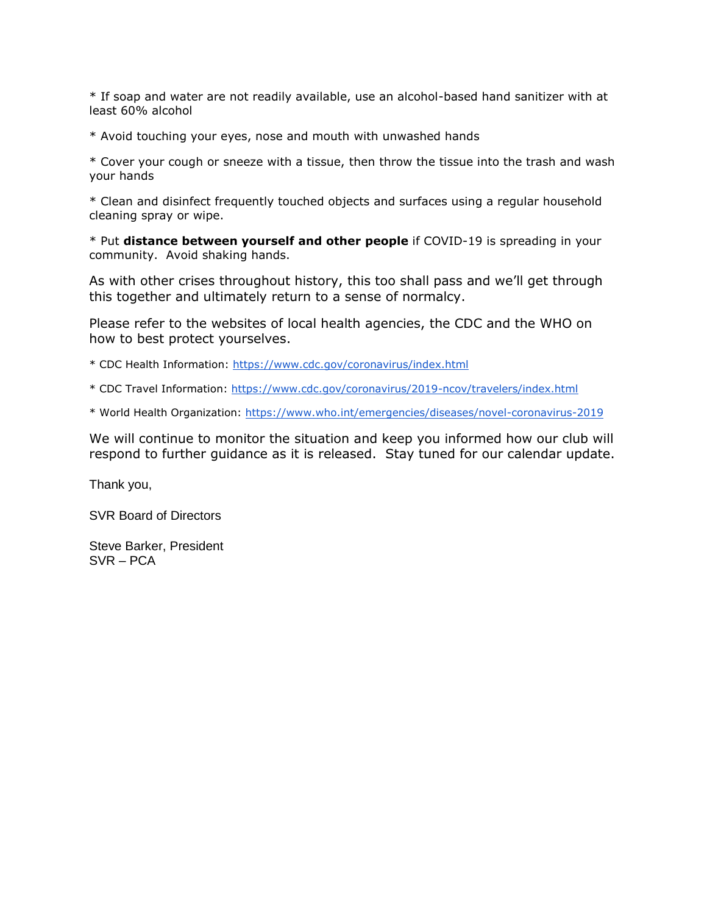* If soap and water are not readily available, use an alcohol-based hand sanitizer with at least 60% alcohol

* Avoid touching your eyes, nose and mouth with unwashed hands

* Cover your cough or sneeze with a tissue, then throw the tissue into the trash and wash your hands

* Clean and disinfect frequently touched objects and surfaces using a regular household cleaning spray or wipe.

* Put **distance between yourself and other people** if COVID-19 is spreading in your community.  Avoid shaking hands.

As with other crises throughout history, this too shall pass and we'll get through this together and ultimately return to a sense of normalcy.

Please refer to the websites of local health agencies, the CDC and the WHO on how to best protect yourselves.

* CDC Health Information: [https://www.cdc.gov/coronavirus/index.html](https://www.cdc.gov/coronavirus/index.html)

* CDC Travel Information: [https://www.cdc.gov/coronavirus/2019-ncov/travelers/index.html](https://www.cdc.gov/coronavirus/2019-ncov/travelers/index.html)

* World Health Organization: [https://www.who.int/emergencies/diseases/novel-coronavirus-2019](https://www.who.int/emergencies/diseases/novel-coronavirus-2019)

We will continue to monitor the situation and keep you informed how our club will respond to further guidance as it is released.  Stay tuned for our calendar update.

Thank you,

SVR Board of Directors

Steve Barker, President
SVR – PCA